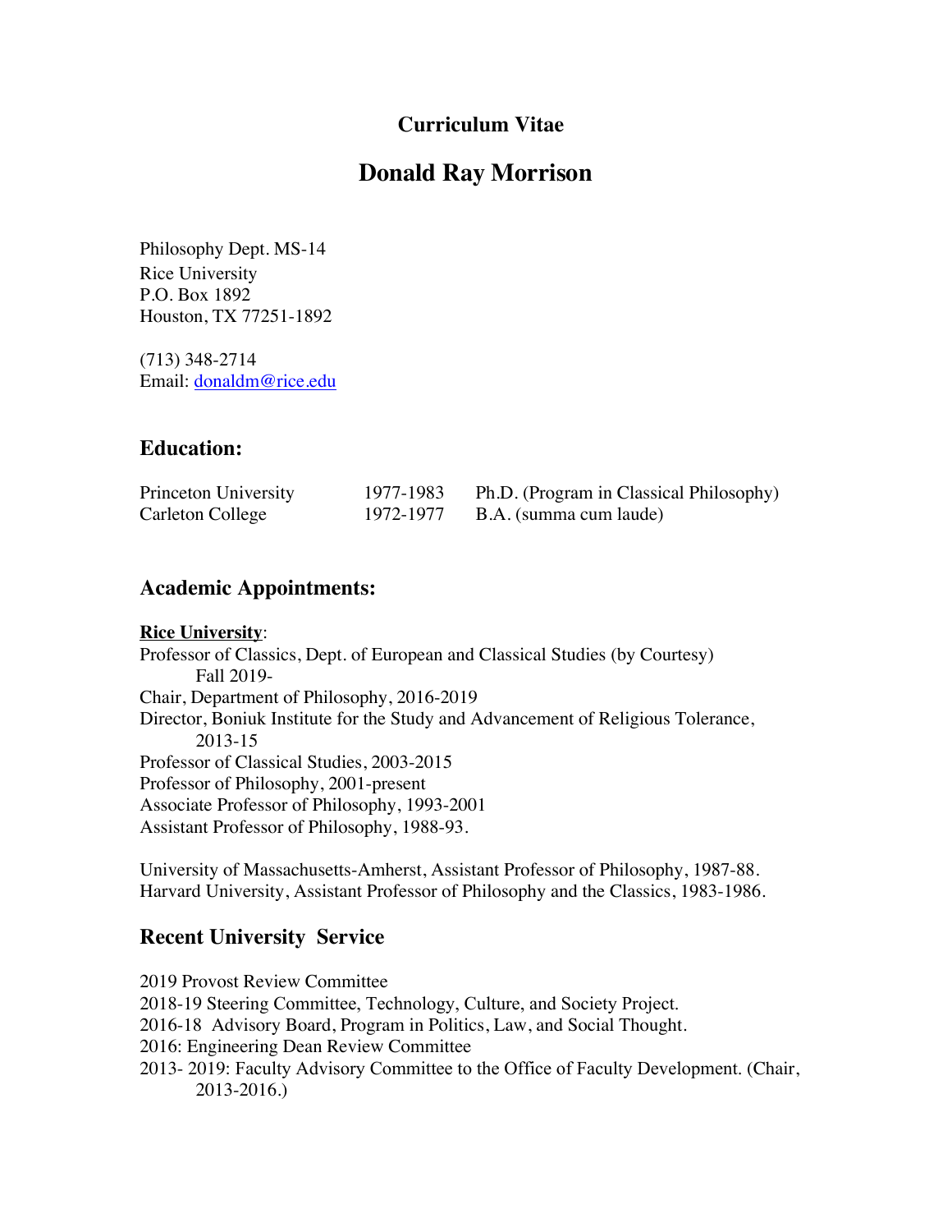# Curriculum Vitae

# Donald Ray Morrison

Philosophy Dept. MS-14
Rice University
P.O. Box 1892
Houston, TX 77251-1892

(713) 348-2714
Email: donaldm@rice.edu

## Education:

| | | |
|---|---|---|
| Princeton University | 1977-1983 | Ph.D. (Program in Classical Philosophy) |
| Carleton College | 1972-1977 | B.A. (summa cum laude) |

## Academic Appointments:

**Rice University**:
Professor of Classics, Dept. of European and Classical Studies (by Courtesy)
Fall 2019-
Chair, Department of Philosophy, 2016-2019
Director, Boniuk Institute for the Study and Advancement of Religious Tolerance,
2013-15
Professor of Classical Studies, 2003-2015
Professor of Philosophy, 2001-present
Associate Professor of Philosophy, 1993-2001
Assistant Professor of Philosophy, 1988-93.

University of Massachusetts-Amherst, Assistant Professor of Philosophy, 1987-88.
Harvard University, Assistant Professor of Philosophy and the Classics, 1983-1986.

## Recent University Service

2019 Provost Review Committee
2018-19 Steering Committee, Technology, Culture, and Society Project.
2016-18 Advisory Board, Program in Politics, Law, and Social Thought.
2016: Engineering Dean Review Committee
2013- 2019: Faculty Advisory Committee to the Office of Faculty Development. (Chair, 2013-2016.)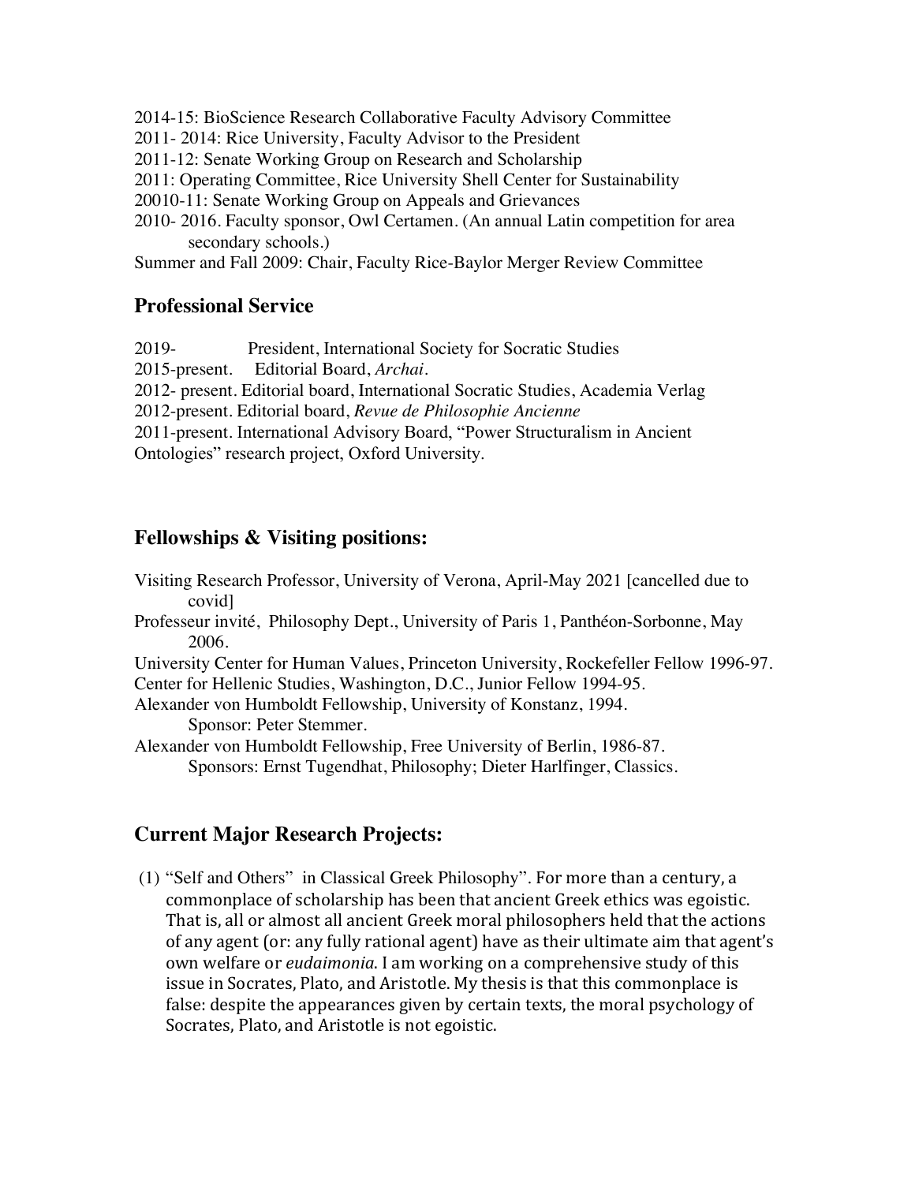2014-15: BioScience Research Collaborative Faculty Advisory Committee
2011- 2014: Rice University, Faculty Advisor to the President
2011-12: Senate Working Group on Research and Scholarship
2011: Operating Committee, Rice University Shell Center for Sustainability
20010-11: Senate Working Group on Appeals and Grievances
2010- 2016. Faculty sponsor, Owl Certamen. (An annual Latin competition for area secondary schools.)
Summer and Fall 2009: Chair, Faculty Rice-Baylor Merger Review Committee

## Professional Service

2019- President, International Society for Socratic Studies
2015-present. Editorial Board, *Archai*.
2012- present. Editorial board, International Socratic Studies, Academia Verlag
2012-present. Editorial board, *Revue de Philosophie Ancienne*
2011-present. International Advisory Board, "Power Structuralism in Ancient Ontologies" research project, Oxford University.

## Fellowships & Visiting positions:

Visiting Research Professor, University of Verona, April-May 2021 [cancelled due to covid]
Professeur invité, Philosophy Dept., University of Paris 1, Panthéon-Sorbonne, May 2006.
University Center for Human Values, Princeton University, Rockefeller Fellow 1996-97.
Center for Hellenic Studies, Washington, D.C., Junior Fellow 1994-95.
Alexander von Humboldt Fellowship, University of Konstanz, 1994.
Sponsor: Peter Stemmer.
Alexander von Humboldt Fellowship, Free University of Berlin, 1986-87.
Sponsors: Ernst Tugendhat, Philosophy; Dieter Harlfinger, Classics.

## Current Major Research Projects:

(1) "Self and Others" in Classical Greek Philosophy". For more than a century, a commonplace of scholarship has been that ancient Greek ethics was egoistic. That is, all or almost all ancient Greek moral philosophers held that the actions of any agent (or: any fully rational agent) have as their ultimate aim that agent's own welfare or *eudaimonia*. I am working on a comprehensive study of this issue in Socrates, Plato, and Aristotle. My thesis is that this commonplace is false: despite the appearances given by certain texts, the moral psychology of Socrates, Plato, and Aristotle is not egoistic.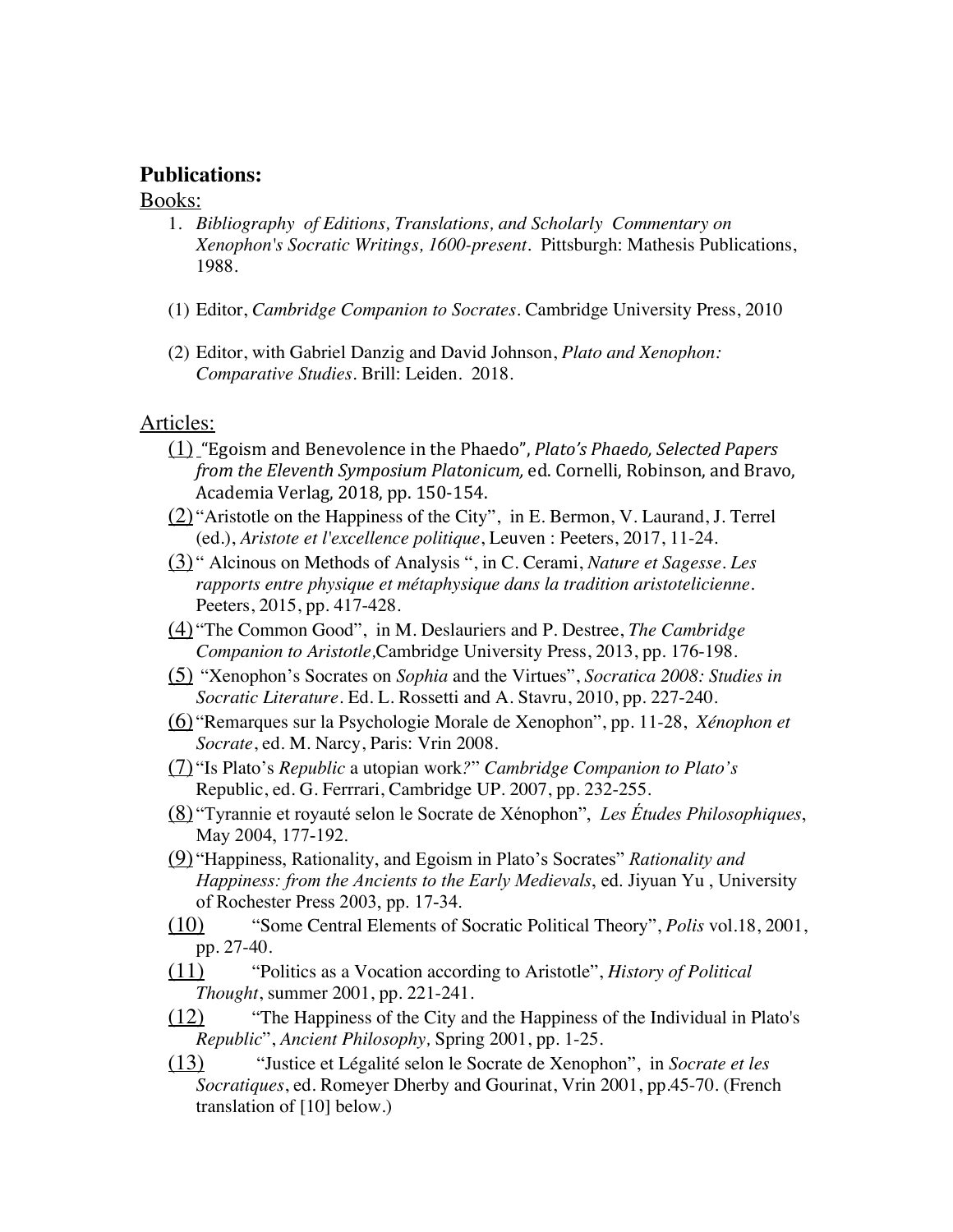## Publications:

Books:

1. *Bibliography of Editions, Translations, and Scholarly Commentary on Xenophon's Socratic Writings, 1600-present*. Pittsburgh: Mathesis Publications, 1988.

(1) Editor, *Cambridge Companion to Socrates*. Cambridge University Press, 2010

(2) Editor, with Gabriel Danzig and David Johnson, *Plato and Xenophon: Comparative Studies*. Brill: Leiden. 2018.

Articles:

(1) "Egoism and Benevolence in the Phaedo", *Plato's Phaedo, Selected Papers from the Eleventh Symposium Platonicum,* ed. Cornelli, Robinson, and Bravo, Academia Verlag, 2018, pp. 150-154.

(2) "Aristotle on the Happiness of the City", in E. Bermon, V. Laurand, J. Terrel (ed.), *Aristote et l'excellence politique*, Leuven : Peeters, 2017, 11-24.

(3) " Alcinous on Methods of Analysis ", in C. Cerami, *Nature et Sagesse. Les rapports entre physique et métaphysique dans la tradition aristotelicienne*. Peeters, 2015, pp. 417-428.

(4) "The Common Good", in M. Deslauriers and P. Destree, *The Cambridge Companion to Aristotle*,Cambridge University Press, 2013, pp. 176-198.

(5) "Xenophon's Socrates on *Sophia* and the Virtues", *Socratica 2008: Studies in Socratic Literature*. Ed. L. Rossetti and A. Stavru, 2010, pp. 227-240.

(6) "Remarques sur la Psychologie Morale de Xenophon", pp. 11-28, *Xénophon et Socrate*, ed. M. Narcy, Paris: Vrin 2008.

(7) "Is Plato's *Republic* a utopian work*?*" *Cambridge Companion to Plato's* Republic, ed. G. Ferrrari, Cambridge UP. 2007, pp. 232-255.

(8) "Tyrannie et royauté selon le Socrate de Xénophon", *Les Études Philosophiques*, May 2004, 177-192.

(9) "Happiness, Rationality, and Egoism in Plato's Socrates" *Rationality and Happiness: from the Ancients to the Early Medievals*, ed. Jiyuan Yu , University of Rochester Press 2003, pp. 17-34.

(10) "Some Central Elements of Socratic Political Theory", *Polis* vol.18, 2001, pp. 27-40.

(11) "Politics as a Vocation according to Aristotle", *History of Political Thought*, summer 2001, pp. 221-241.

(12) "The Happiness of the City and the Happiness of the Individual in Plato's *Republic*", *Ancient Philosophy*, Spring 2001, pp. 1-25.

(13) "Justice et Légalité selon le Socrate de Xenophon", in *Socrate et les Socratiques*, ed. Romeyer Dherby and Gourinat, Vrin 2001, pp.45-70. (French translation of [10] below.)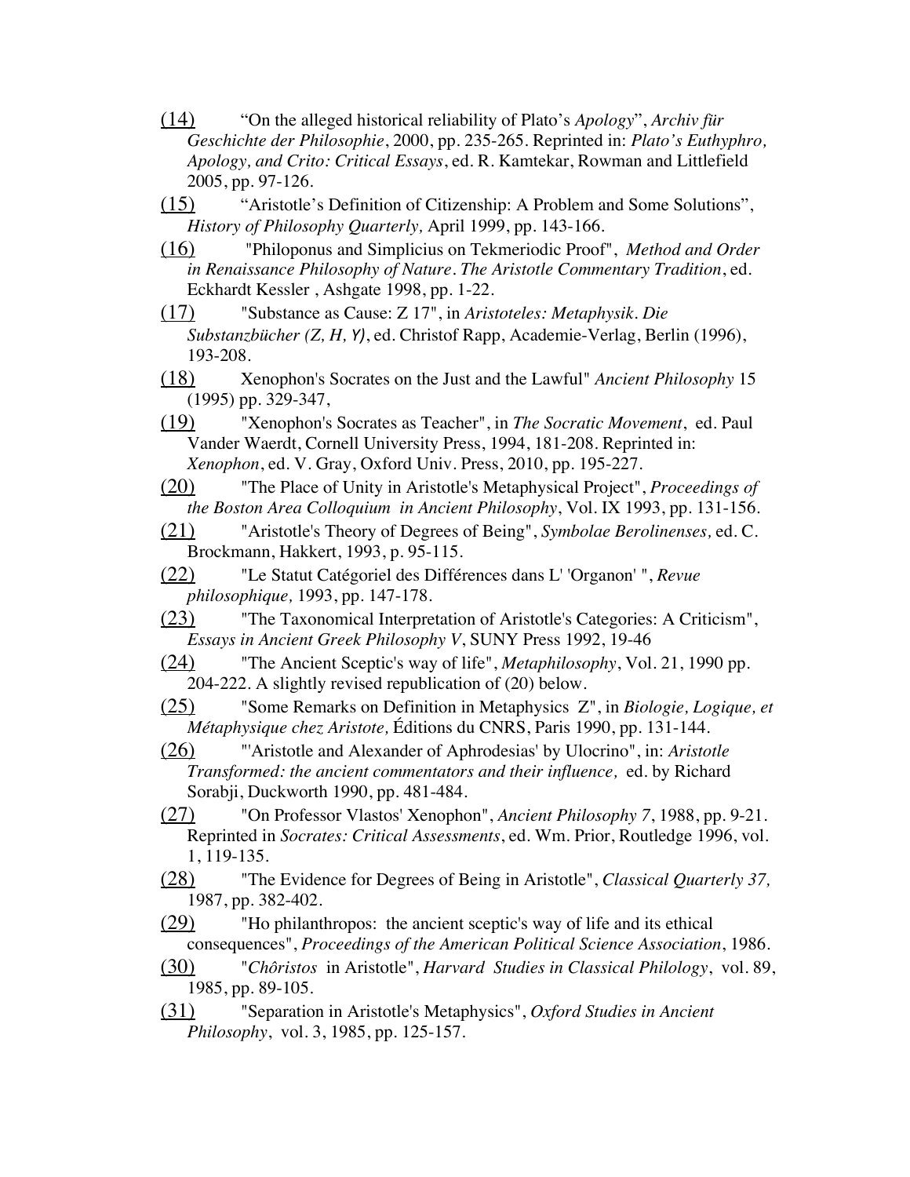(14) "On the alleged historical reliability of Plato's *Apology*", *Archiv für Geschichte der Philosophie*, 2000, pp. 235-265. Reprinted in: *Plato's Euthyphro, Apology, and Crito: Critical Essays*, ed. R. Kamtekar, Rowman and Littlefield 2005, pp. 97-126.

(15) "Aristotle's Definition of Citizenship: A Problem and Some Solutions", *History of Philosophy Quarterly,* April 1999, pp. 143-166.

(16) "Philoponus and Simplicius on Tekmeriodic Proof", *Method and Order in Renaissance Philosophy of Nature. The Aristotle Commentary Tradition*, ed. Eckhardt Kessler , Ashgate 1998, pp. 1-22.

(17) "Substance as Cause: Z 17", in *Aristoteles: Metaphysik. Die Substanzbücher (Z, H, Y)*, ed. Christof Rapp, Academie-Verlag, Berlin (1996), 193-208.

(18) Xenophon's Socrates on the Just and the Lawful" *Ancient Philosophy* 15 (1995) pp. 329-347,

(19) "Xenophon's Socrates as Teacher", in *The Socratic Movement*, ed. Paul Vander Waerdt, Cornell University Press, 1994, 181-208. Reprinted in: *Xenophon*, ed. V. Gray, Oxford Univ. Press, 2010, pp. 195-227.

(20) "The Place of Unity in Aristotle's Metaphysical Project", *Proceedings of the Boston Area Colloquium in Ancient Philosophy*, Vol. IX 1993, pp. 131-156.

(21) "Aristotle's Theory of Degrees of Being", *Symbolae Berolinenses,* ed. C. Brockmann, Hakkert, 1993, p. 95-115.

(22) "Le Statut Catégoriel des Différences dans L' 'Organon' ", *Revue philosophique,* 1993, pp. 147-178.

(23) "The Taxonomical Interpretation of Aristotle's Categories: A Criticism", *Essays in Ancient Greek Philosophy V*, SUNY Press 1992, 19-46

(24) "The Ancient Sceptic's way of life", *Metaphilosophy*, Vol. 21, 1990 pp. 204-222. A slightly revised republication of (20) below.

(25) "Some Remarks on Definition in Metaphysics Z", in *Biologie, Logique, et Métaphysique chez Aristote,* Éditions du CNRS, Paris 1990, pp. 131-144.

(26) "'Aristotle and Alexander of Aphrodesias' by Ulocrino", in: *Aristotle Transformed: the ancient commentators and their influence,* ed. by Richard Sorabji, Duckworth 1990, pp. 481-484.

(27) "On Professor Vlastos' Xenophon", *Ancient Philosophy 7*, 1988, pp. 9-21. Reprinted in *Socrates: Critical Assessments*, ed. Wm. Prior, Routledge 1996, vol. 1, 119-135.

(28) "The Evidence for Degrees of Being in Aristotle", *Classical Quarterly 37,* 1987, pp. 382-402.

(29) "Ho philanthropos: the ancient sceptic's way of life and its ethical consequences", *Proceedings of the American Political Science Association*, 1986.

(30) "*Chôristos* in Aristotle", *Harvard Studies in Classical Philology*, vol. 89, 1985, pp. 89-105.

(31) "Separation in Aristotle's Metaphysics", *Oxford Studies in Ancient Philosophy*, vol. 3, 1985, pp. 125-157.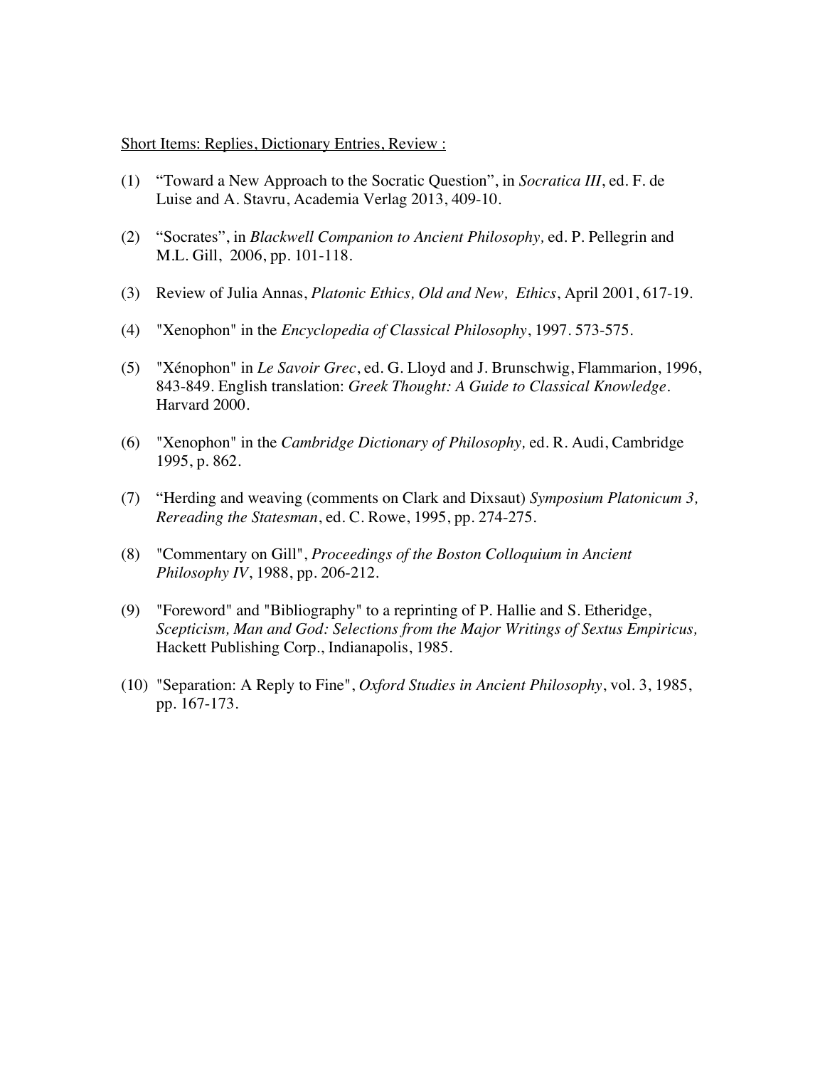Short Items: Replies, Dictionary Entries, Review :

(1) "Toward a New Approach to the Socratic Question", in *Socratica III*, ed. F. de Luise and A. Stavru, Academia Verlag 2013, 409-10.

(2) "Socrates", in *Blackwell Companion to Ancient Philosophy,* ed. P. Pellegrin and M.L. Gill, 2006, pp. 101-118.

(3) Review of Julia Annas, *Platonic Ethics, Old and New, Ethics*, April 2001, 617-19.

(4) "Xenophon" in the *Encyclopedia of Classical Philosophy*, 1997. 573-575.

(5) "Xénophon" in *Le Savoir Grec*, ed. G. Lloyd and J. Brunschwig, Flammarion, 1996, 843-849. English translation: *Greek Thought: A Guide to Classical Knowledge*. Harvard 2000.

(6) "Xenophon" in the *Cambridge Dictionary of Philosophy,* ed. R. Audi, Cambridge 1995, p. 862.

(7) "Herding and weaving (comments on Clark and Dixsaut) *Symposium Platonicum 3, Rereading the Statesman*, ed. C. Rowe, 1995, pp. 274-275.

(8) "Commentary on Gill", *Proceedings of the Boston Colloquium in Ancient Philosophy IV*, 1988, pp. 206-212.

(9) "Foreword" and "Bibliography" to a reprinting of P. Hallie and S. Etheridge, *Scepticism, Man and God: Selections from the Major Writings of Sextus Empiricus,* Hackett Publishing Corp., Indianapolis, 1985.

(10) "Separation: A Reply to Fine", *Oxford Studies in Ancient Philosophy*, vol. 3, 1985, pp. 167-173.